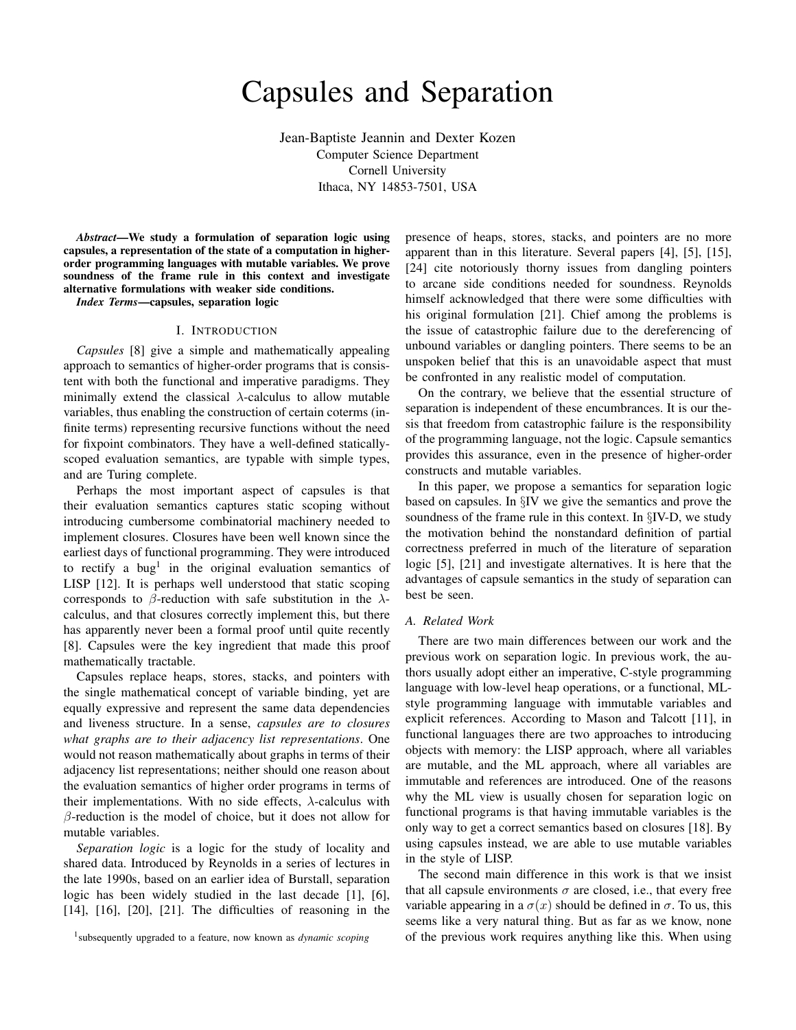# Capsules and Separation

Jean-Baptiste Jeannin and Dexter Kozen
Computer Science Department
Cornell University
Ithaca, NY 14853-7501, USA

***Abstract*—We study a formulation of separation logic using capsules, a representation of the state of a computation in higher-order programming languages with mutable variables. We prove soundness of the frame rule in this context and investigate alternative formulations with weaker side conditions.**

***Index Terms*—capsules, separation logic**

## I. Introduction

*Capsules* [8] give a simple and mathematically appealing approach to semantics of higher-order programs that is consistent with both the functional and imperative paradigms. They minimally extend the classical $\lambda$-calculus to allow mutable variables, thus enabling the construction of certain coterms (infinite terms) representing recursive functions without the need for fixpoint combinators. They have a well-defined statically-scoped evaluation semantics, are typable with simple types, and are Turing complete.

Perhaps the most important aspect of capsules is that their evaluation semantics captures static scoping without introducing cumbersome combinatorial machinery needed to implement closures. Closures have been well known since the earliest days of functional programming. They were introduced to rectify a bug[1] in the original evaluation semantics of LISP [12]. It is perhaps well understood that static scoping corresponds to $\beta$-reduction with safe substitution in the $\lambda$-calculus, and that closures correctly implement this, but there has apparently never been a formal proof until quite recently [8]. Capsules were the key ingredient that made this proof mathematically tractable.

Capsules replace heaps, stores, stacks, and pointers with the single mathematical concept of variable binding, yet are equally expressive and represent the same data dependencies and liveness structure. In a sense, *capsules are to closures what graphs are to their adjacency list representations*. One would not reason mathematically about graphs in terms of their adjacency list representations; neither should one reason about the evaluation semantics of higher order programs in terms of their implementations. With no side effects, $\lambda$-calculus with $\beta$-reduction is the model of choice, but it does not allow for mutable variables.

*Separation logic* is a logic for the study of locality and shared data. Introduced by Reynolds in a series of lectures in the late 1990s, based on an earlier idea of Burstall, separation logic has been widely studied in the last decade [1], [6], [14], [16], [20], [21]. The difficulties of reasoning in the presence of heaps, stores, stacks, and pointers are no more apparent than in this literature. Several papers [4], [5], [15], [24] cite notoriously thorny issues from dangling pointers to arcane side conditions needed for soundness. Reynolds himself acknowledged that there were some difficulties with his original formulation [21]. Chief among the problems is the issue of catastrophic failure due to the dereferencing of unbound variables or dangling pointers. There seems to be an unspoken belief that this is an unavoidable aspect that must be confronted in any realistic model of computation.

On the contrary, we believe that the essential structure of separation is independent of these encumbrances. It is our thesis that freedom from catastrophic failure is the responsibility of the programming language, not the logic. Capsule semantics provides this assurance, even in the presence of higher-order constructs and mutable variables.

In this paper, we propose a semantics for separation logic based on capsules. In §IV we give the semantics and prove the soundness of the frame rule in this context. In §IV-D, we study the motivation behind the nonstandard definition of partial correctness preferred in much of the literature of separation logic [5], [21] and investigate alternatives. It is here that the advantages of capsule semantics in the study of separation can best be seen.

### A. Related Work

There are two main differences between our work and the previous work on separation logic. In previous work, the authors usually adopt either an imperative, C-style programming language with low-level heap operations, or a functional, ML-style programming language with immutable variables and explicit references. According to Mason and Talcott [11], in functional languages there are two approaches to introducing objects with memory: the LISP approach, where all variables are mutable, and the ML approach, where all variables are immutable and references are introduced. One of the reasons why the ML view is usually chosen for separation logic on functional programs is that having immutable variables is the only way to get a correct semantics based on closures [18]. By using capsules instead, we are able to use mutable variables in the style of LISP.

The second main difference in this work is that we insist that all capsule environments $\sigma$ are closed, i.e., that every free variable appearing in a $\sigma(x)$ should be defined in $\sigma$. To us, this seems like a very natural thing. But as far as we know, none of the previous work requires anything like this. When using

[1] subsequently upgraded to a feature, now known as *dynamic scoping*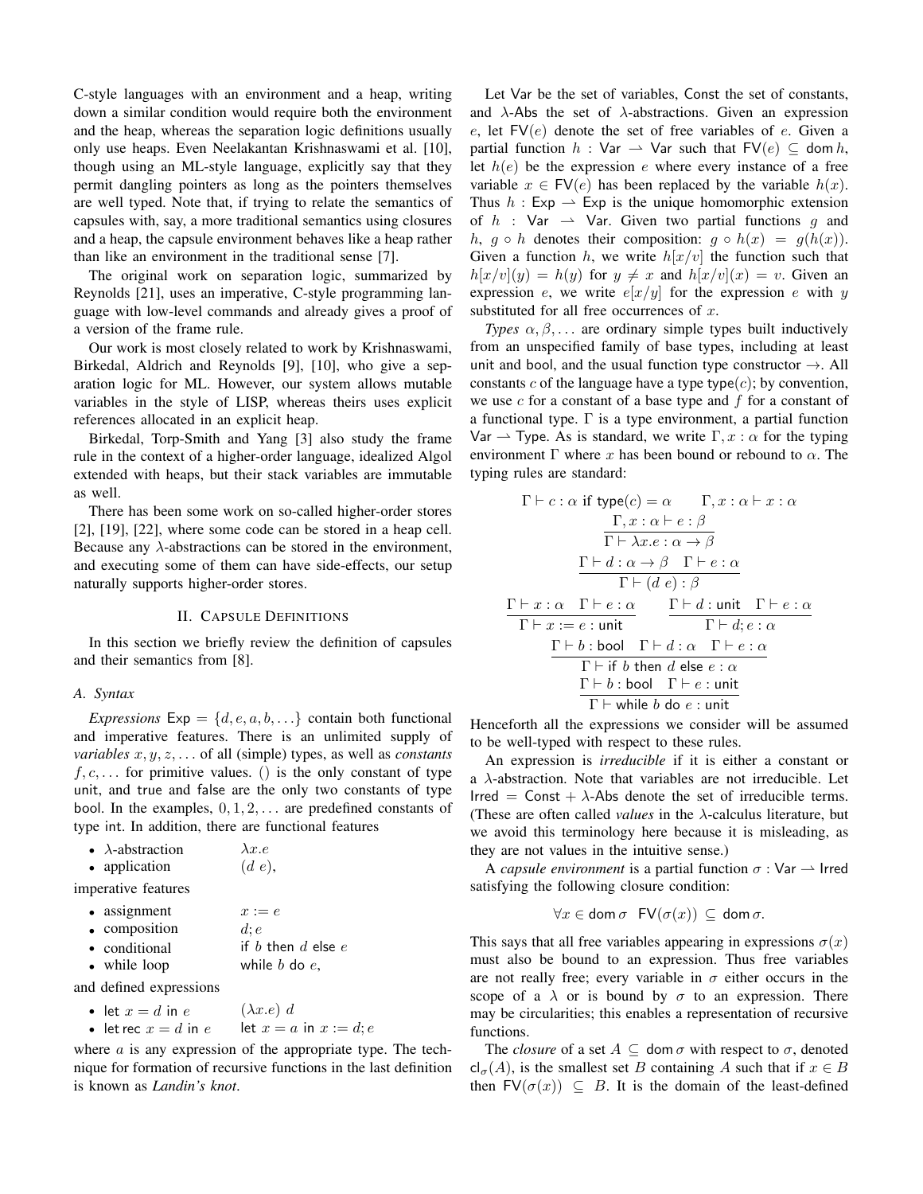C-style languages with an environment and a heap, writing down a similar condition would require both the environment and the heap, whereas the separation logic definitions usually only use heaps. Even Neelakantan Krishnaswami et al. [10], though using an ML-style language, explicitly say that they permit dangling pointers as long as the pointers themselves are well typed. Note that, if trying to relate the semantics of capsules with, say, a more traditional semantics using closures and a heap, the capsule environment behaves like a heap rather than like an environment in the traditional sense [7].

The original work on separation logic, summarized by Reynolds [21], uses an imperative, C-style programming language with low-level commands and already gives a proof of a version of the frame rule.

Our work is most closely related to work by Krishnaswami, Birkedal, Aldrich and Reynolds [9], [10], who give a separation logic for ML. However, our system allows mutable variables in the style of LISP, whereas theirs uses explicit references allocated in an explicit heap.

Birkedal, Torp-Smith and Yang [3] also study the frame rule in the context of a higher-order language, idealized Algol extended with heaps, but their stack variables are immutable as well.

There has been some work on so-called higher-order stores [2], [19], [22], where some code can be stored in a heap cell. Because any $\lambda$-abstractions can be stored in the environment, and executing some of them can have side-effects, our setup naturally supports higher-order stores.

## II. Capsule Definitions

In this section we briefly review the definition of capsules and their semantics from [8].

### A. Syntax

*Expressions* $\mathsf{Exp} = \{d, e, a, b, \ldots\}$ contain both functional and imperative features. There is an unlimited supply of *variables* $x, y, z, \ldots$ of all (simple) types, as well as *constants* $f, c, \ldots$ for primitive values. $()$ is the only constant of type unit, and true and false are the only two constants of type bool. In the examples, $0, 1, 2, \ldots$ are predefined constants of type int. In addition, there are functional features

- $\lambda$-abstraction $\quad \lambda x.e$
- application $\quad (d\ e)$,

imperative features

- assignment $\quad x := e$
- composition $\quad d; e$
- conditional $\quad \mathsf{if}\ b\ \mathsf{then}\ d\ \mathsf{else}\ e$
- while loop $\quad \mathsf{while}\ b\ \mathsf{do}\ e$,

and defined expressions

- $\mathsf{let}\ x = d\ \mathsf{in}\ e \quad (\lambda x.e)\ d$
- $\mathsf{let\,rec}\ x = d\ \mathsf{in}\ e \quad \mathsf{let}\ x = a\ \mathsf{in}\ x := d; e$

where $a$ is any expression of the appropriate type. The technique for formation of recursive functions in the last definition is known as *Landin's knot*.

Let $\mathsf{Var}$ be the set of variables, $\mathsf{Const}$ the set of constants, and $\lambda$-$\mathsf{Abs}$ the set of $\lambda$-abstractions. Given an expression $e$, let $\mathsf{FV}(e)$ denote the set of free variables of $e$. Given a partial function $h : \mathsf{Var} \rightharpoonup \mathsf{Var}$ such that $\mathsf{FV}(e) \subseteq \mathsf{dom}\, h$, let $h(e)$ be the expression $e$ where every instance of a free variable $x \in \mathsf{FV}(e)$ has been replaced by the variable $h(x)$. Thus $h : \mathsf{Exp} \rightharpoonup \mathsf{Exp}$ is the unique homomorphic extension of $h : \mathsf{Var} \rightharpoonup \mathsf{Var}$. Given two partial functions $g$ and $h$, $g \circ h$ denotes their composition: $g \circ h(x) = g(h(x))$. Given a function $h$, we write $h[x/v]$ the function such that $h[x/v](y) = h(y)$ for $y \neq x$ and $h[x/v](x) = v$. Given an expression $e$, we write $e[x/y]$ for the expression $e$ with $y$ substituted for all free occurrences of $x$.

*Types* $\alpha, \beta, \ldots$ are ordinary simple types built inductively from an unspecified family of base types, including at least unit and bool, and the usual function type constructor $\rightarrow$. All constants $c$ of the language have a type $\mathsf{type}(c)$; by convention, we use $c$ for a constant of a base type and $f$ for a constant of a functional type. $\Gamma$ is a type environment, a partial function $\mathsf{Var} \rightharpoonup \mathsf{Type}$. As is standard, we write $\Gamma, x : \alpha$ for the typing environment $\Gamma$ where $x$ has been bound or rebound to $\alpha$. The typing rules are standard:

$$\Gamma \vdash c : \alpha \text{ if } \mathsf{type}(c) = \alpha \qquad \Gamma, x : \alpha \vdash x : \alpha$$

$$\frac{\Gamma, x : \alpha \vdash e : \beta}{\Gamma \vdash \lambda x.e : \alpha \rightarrow \beta}$$

$$\frac{\Gamma \vdash d : \alpha \rightarrow \beta \quad \Gamma \vdash e : \alpha}{\Gamma \vdash (d\ e) : \beta}$$

$$\frac{\Gamma \vdash x : \alpha \quad \Gamma \vdash e : \alpha}{\Gamma \vdash x := e : \mathsf{unit}} \qquad \frac{\Gamma \vdash d : \mathsf{unit} \quad \Gamma \vdash e : \alpha}{\Gamma \vdash d; e : \alpha}$$

$$\frac{\Gamma \vdash b : \mathsf{bool} \quad \Gamma \vdash d : \alpha \quad \Gamma \vdash e : \alpha}{\Gamma \vdash \mathsf{if}\ b\ \mathsf{then}\ d\ \mathsf{else}\ e : \alpha}$$

$$\frac{\Gamma \vdash b : \mathsf{bool} \quad \Gamma \vdash e : \mathsf{unit}}{\Gamma \vdash \mathsf{while}\ b\ \mathsf{do}\ e : \mathsf{unit}}$$

Henceforth all the expressions we consider will be assumed to be well-typed with respect to these rules.

An expression is *irreducible* if it is either a constant or a $\lambda$-abstraction. Note that variables are not irreducible. Let $\mathsf{Irred} = \mathsf{Const} + \lambda\text{-}\mathsf{Abs}$ denote the set of irreducible terms. (These are often called *values* in the $\lambda$-calculus literature, but we avoid this terminology here because it is misleading, as they are not values in the intuitive sense.)

A *capsule environment* is a partial function $\sigma : \mathsf{Var} \rightharpoonup \mathsf{Irred}$ satisfying the following closure condition:

$$\forall x \in \mathsf{dom}\,\sigma \quad \mathsf{FV}(\sigma(x)) \subseteq \mathsf{dom}\,\sigma.$$

This says that all free variables appearing in expressions $\sigma(x)$ must also be bound to an expression. Thus free variables are not really free; every variable in $\sigma$ either occurs in the scope of a $\lambda$ or is bound by $\sigma$ to an expression. There may be circularities; this enables a representation of recursive functions.

The *closure* of a set $A \subseteq \mathsf{dom}\,\sigma$ with respect to $\sigma$, denoted $\mathsf{cl}_\sigma(A)$, is the smallest set $B$ containing $A$ such that if $x \in B$ then $\mathsf{FV}(\sigma(x)) \subseteq B$. It is the domain of the least-defined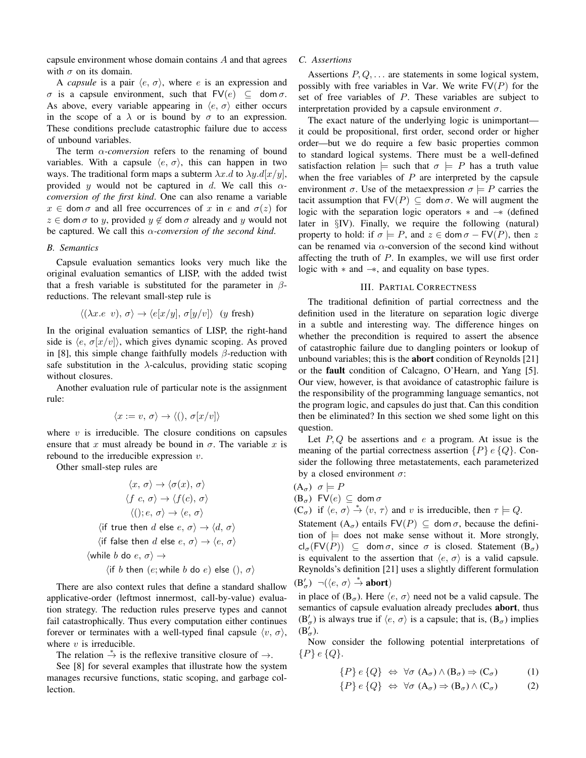capsule environment whose domain contains $A$ and that agrees with $\sigma$ on its domain.

A *capsule* is a pair $\langle e,\, \sigma\rangle$, where $e$ is an expression and $\sigma$ is a capsule environment, such that $\mathsf{FV}(e) \subseteq \mathsf{dom}\,\sigma$. As above, every variable appearing in $\langle e,\, \sigma\rangle$ either occurs in the scope of a $\lambda$ or is bound by $\sigma$ to an expression. These conditions preclude catastrophic failure due to access of unbound variables.

The term *$\alpha$-conversion* refers to the renaming of bound variables. With a capsule $\langle e,\, \sigma\rangle$, this can happen in two ways. The traditional form maps a subterm $\lambda x.d$ to $\lambda y.d[x/y]$, provided $y$ would not be captured in $d$. We call this *$\alpha$-conversion of the first kind*. One can also rename a variable $x \in \mathsf{dom}\,\sigma$ and all free occurrences of $x$ in $e$ and $\sigma(z)$ for $z \in \mathsf{dom}\,\sigma$ to $y$, provided $y \notin \mathsf{dom}\,\sigma$ already and $y$ would not be captured. We call this *$\alpha$-conversion of the second kind*.

### B. Semantics

Capsule evaluation semantics looks very much like the original evaluation semantics of LISP, with the added twist that a fresh variable is substituted for the parameter in $\beta$-reductions. The relevant small-step rule is

$$\langle (\lambda x.e\ \ v),\, \sigma\rangle \to \langle e[x/y],\, \sigma[y/v]\rangle \quad (y \text{ fresh})$$

In the original evaluation semantics of LISP, the right-hand side is $\langle e,\, \sigma[x/v]\rangle$, which gives dynamic scoping. As proved in [8], this simple change faithfully models $\beta$-reduction with safe substitution in the $\lambda$-calculus, providing static scoping without closures.

Another evaluation rule of particular note is the assignment rule:

$$\langle x := v,\, \sigma\rangle \to \langle (),\, \sigma[x/v]\rangle$$

where $v$ is irreducible. The closure conditions on capsules ensure that $x$ must already be bound in $\sigma$. The variable $x$ is rebound to the irreducible expression $v$.

Other small-step rules are

$$\begin{gathered}
\langle x,\, \sigma\rangle \to \langle \sigma(x),\, \sigma\rangle \\
\langle f\ c,\, \sigma\rangle \to \langle f(c),\, \sigma\rangle \\
\langle (); e,\, \sigma\rangle \to \langle e,\, \sigma\rangle \\
\langle \mathsf{if\ true\ then}\ d\ \mathsf{else}\ e,\, \sigma\rangle \to \langle d,\, \sigma\rangle \\
\langle \mathsf{if\ false\ then}\ d\ \mathsf{else}\ e,\, \sigma\rangle \to \langle e,\, \sigma\rangle \\
\langle \mathsf{while}\ b\ \mathsf{do}\ e,\, \sigma\rangle \to \\
\langle \mathsf{if}\ b\ \mathsf{then}\ (e; \mathsf{while}\ b\ \mathsf{do}\ e)\ \mathsf{else}\ (),\, \sigma\rangle
\end{gathered}$$

There are also context rules that define a standard shallow applicative-order (leftmost innermost, call-by-value) evaluation strategy. The reduction rules preserve types and cannot fail catastrophically. Thus every computation either continues forever or terminates with a well-typed final capsule $\langle v,\, \sigma\rangle$, where $v$ is irreducible.

The relation $\xrightarrow{*}$ is the reflexive transitive closure of $\to$.

See [8] for several examples that illustrate how the system manages recursive functions, static scoping, and garbage collection.

### C. Assertions

Assertions $P, Q, \ldots$ are statements in some logical system, possibly with free variables in $\mathsf{Var}$. We write $\mathsf{FV}(P)$ for the set of free variables of $P$. These variables are subject to interpretation provided by a capsule environment $\sigma$.

The exact nature of the underlying logic is unimportant—it could be propositional, first order, second order or higher order—but we do require a few basic properties common to standard logical systems. There must be a well-defined satisfaction relation $\models$ such that $\sigma \models P$ has a truth value when the free variables of $P$ are interpreted by the capsule environment $\sigma$. Use of the metaexpression $\sigma \models P$ carries the tacit assumption that $\mathsf{FV}(P) \subseteq \mathsf{dom}\,\sigma$. We will augment the logic with the separation logic operators $*$ and $-\!*$ (defined later in §IV). Finally, we require the following (natural) property to hold: if $\sigma \models P$, and $z \in \mathsf{dom}\,\sigma - \mathsf{FV}(P)$, then $z$ can be renamed via $\alpha$-conversion of the second kind without affecting the truth of $P$. In examples, we will use first order logic with $*$ and $-\!*$, and equality on base types.

## III. Partial Correctness

The traditional definition of partial correctness and the definition used in the literature on separation logic diverge in a subtle and interesting way. The difference hinges on whether the precondition is required to assert the absence of catastrophic failure due to dangling pointers or lookup of unbound variables; this is the **abort** condition of Reynolds [21] or the **fault** condition of Calcagno, O'Hearn, and Yang [5]. Our view, however, is that avoidance of catastrophic failure is the responsibility of the programming language semantics, not the program logic, and capsules do just that. Can this condition then be eliminated? In this section we shed some light on this question.

Let $P, Q$ be assertions and $e$ a program. At issue is the meaning of the partial correctness assertion $\{P\}\, e\, \{Q\}$. Consider the following three metastatements, each parameterized by a closed environment $\sigma$:

($\mathrm{A}_\sigma$) $\sigma \models P$

($\mathrm{B}_\sigma$) $\mathsf{FV}(e) \subseteq \mathsf{dom}\,\sigma$

($\mathrm{C}_\sigma$) if $\langle e,\, \sigma\rangle \xrightarrow{*} \langle v,\, \tau\rangle$ and $v$ is irreducible, then $\tau \models Q$.

Statement ($\mathrm{A}_\sigma$) entails $\mathsf{FV}(P) \subseteq \mathsf{dom}\,\sigma$, because the definition of $\models$ does not make sense without it. More strongly, $\mathsf{cl}_\sigma(\mathsf{FV}(P)) \subseteq \mathsf{dom}\,\sigma$, since $\sigma$ is closed. Statement ($\mathrm{B}_\sigma$) is equivalent to the assertion that $\langle e,\, \sigma\rangle$ is a valid capsule. Reynolds's definition [21] uses a slightly different formulation

($\mathrm{B}'_\sigma$) $\neg(\langle e,\, \sigma\rangle \xrightarrow{*} \mathbf{abort})$

in place of ($\mathrm{B}_\sigma$). Here $\langle e,\, \sigma\rangle$ need not be a valid capsule. The semantics of capsule evaluation already precludes **abort**, thus ($\mathrm{B}'_\sigma$) is always true if $\langle e,\, \sigma\rangle$ is a capsule; that is, ($\mathrm{B}_\sigma$) implies ($\mathrm{B}'_\sigma$).

Now consider the following potential interpretations of $\{P\}\, e\, \{Q\}$.

$$\{P\}\, e\, \{Q\} \;\Leftrightarrow\; \forall\sigma\ (\mathrm{A}_\sigma) \wedge (\mathrm{B}_\sigma) \Rightarrow (\mathrm{C}_\sigma) \tag{1}$$

$$\{P\}\, e\, \{Q\} \;\Leftrightarrow\; \forall\sigma\ (\mathrm{A}_\sigma) \Rightarrow (\mathrm{B}_\sigma) \wedge (\mathrm{C}_\sigma) \tag{2}$$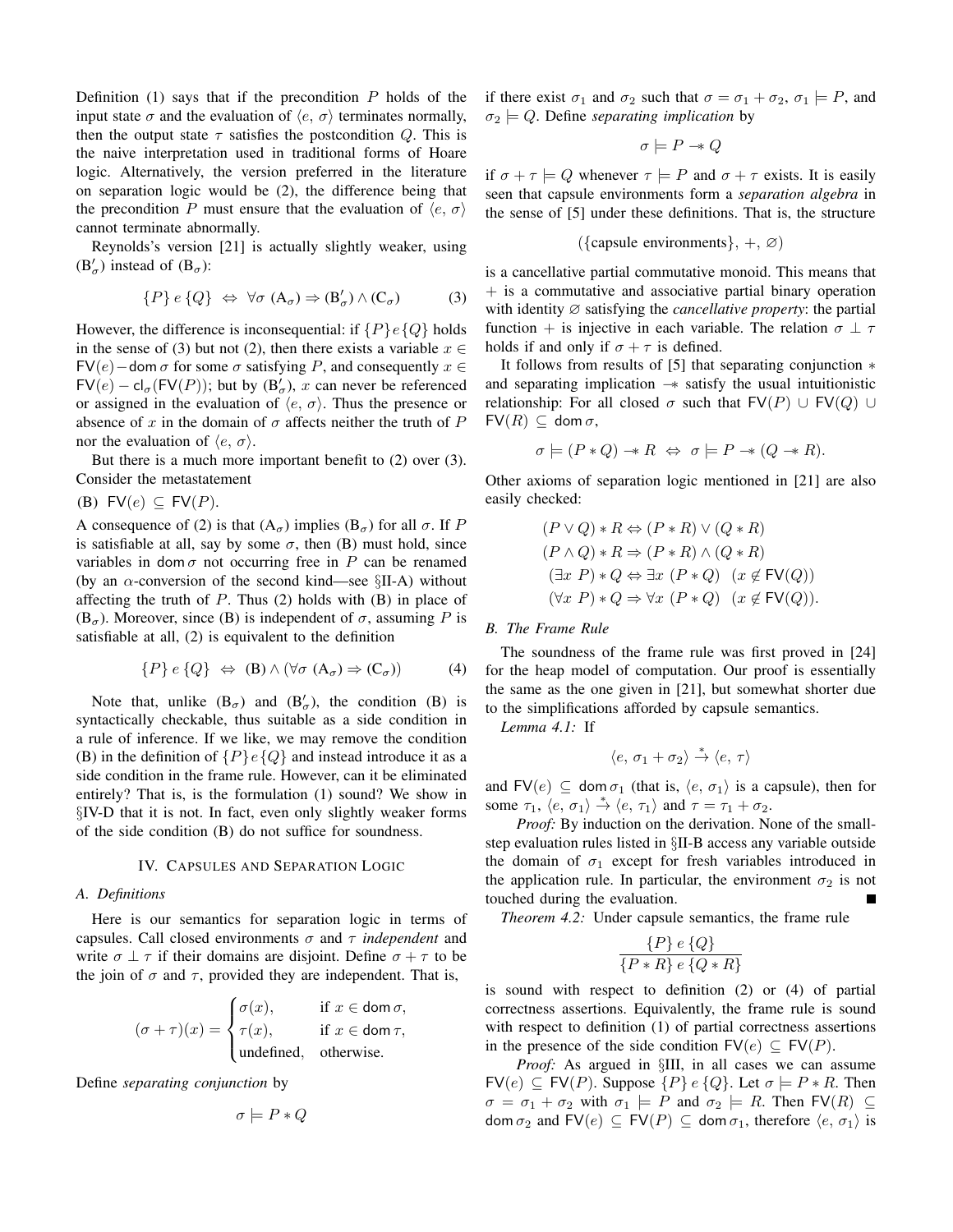Definition (1) says that if the precondition $P$ holds of the input state $\sigma$ and the evaluation of $\langle e,\, \sigma\rangle$ terminates normally, then the output state $\tau$ satisfies the postcondition $Q$. This is the naive interpretation used in traditional forms of Hoare logic. Alternatively, the version preferred in the literature on separation logic would be (2), the difference being that the precondition $P$ must ensure that the evaluation of $\langle e,\, \sigma\rangle$ cannot terminate abnormally.

Reynolds's version [21] is actually slightly weaker, using $(\mathrm{B}'_\sigma)$ instead of $(\mathrm{B}_\sigma)$:

$$\{P\}\, e\, \{Q\} \;\Leftrightarrow\; \forall\sigma\ (\mathrm{A}_\sigma) \Rightarrow (\mathrm{B}'_\sigma) \wedge (\mathrm{C}_\sigma) \qquad (3)$$

However, the difference is inconsequential: if $\{P\}e\{Q\}$ holds in the sense of (3) but not (2), then there exists a variable $x \in \mathsf{FV}(e) - \mathsf{dom}\,\sigma$ for some $\sigma$ satisfying $P$, and consequently $x \in \mathsf{FV}(e) - \mathsf{cl}_\sigma(\mathsf{FV}(P))$; but by $(\mathrm{B}'_\sigma)$, $x$ can never be referenced or assigned in the evaluation of $\langle e,\, \sigma\rangle$. Thus the presence or absence of $x$ in the domain of $\sigma$ affects neither the truth of $P$ nor the evaluation of $\langle e,\, \sigma\rangle$.

But there is a much more important benefit to (2) over (3). Consider the metastatement

(B) $\mathsf{FV}(e) \subseteq \mathsf{FV}(P)$.

A consequence of (2) is that $(\mathrm{A}_\sigma)$ implies $(\mathrm{B}_\sigma)$ for all $\sigma$. If $P$ is satisfiable at all, say by some $\sigma$, then (B) must hold, since variables in $\mathsf{dom}\,\sigma$ not occurring free in $P$ can be renamed (by an $\alpha$-conversion of the second kind—see §II-A) without affecting the truth of $P$. Thus (2) holds with (B) in place of $(\mathrm{B}_\sigma)$. Moreover, since (B) is independent of $\sigma$, assuming $P$ is satisfiable at all, (2) is equivalent to the definition

$$\{P\}\, e\, \{Q\} \;\Leftrightarrow\; (\mathrm{B}) \wedge (\forall\sigma\ (\mathrm{A}_\sigma) \Rightarrow (\mathrm{C}_\sigma)) \qquad (4)$$

Note that, unlike $(\mathrm{B}_\sigma)$ and $(\mathrm{B}'_\sigma)$, the condition (B) is syntactically checkable, thus suitable as a side condition in a rule of inference. If we like, we may remove the condition (B) in the definition of $\{P\}e\{Q\}$ and instead introduce it as a side condition in the frame rule. However, can it be eliminated entirely? That is, is the formulation (1) sound? We show in §IV-D that it is not. In fact, even only slightly weaker forms of the side condition (B) do not suffice for soundness.

## IV. Capsules and Separation Logic

### A. Definitions

Here is our semantics for separation logic in terms of capsules. Call closed environments $\sigma$ and $\tau$ *independent* and write $\sigma \perp \tau$ if their domains are disjoint. Define $\sigma + \tau$ to be the join of $\sigma$ and $\tau$, provided they are independent. That is,

$$(\sigma+\tau)(x) = \begin{cases} \sigma(x), & \text{if } x \in \mathsf{dom}\,\sigma,\\ \tau(x), & \text{if } x \in \mathsf{dom}\,\tau,\\ \text{undefined}, & \text{otherwise.}\end{cases}$$

Define *separating conjunction* by

$$\sigma \models P * Q$$

if there exist $\sigma_1$ and $\sigma_2$ such that $\sigma = \sigma_1 + \sigma_2$, $\sigma_1 \models P$, and $\sigma_2 \models Q$. Define *separating implication* by

$$\sigma \models P \mathrel{-\!\!*} Q$$

if $\sigma + \tau \models Q$ whenever $\tau \models P$ and $\sigma + \tau$ exists. It is easily seen that capsule environments form a *separation algebra* in the sense of [5] under these definitions. That is, the structure

$$(\{\text{capsule environments}\},\, +,\, \varnothing)$$

is a cancellative partial commutative monoid. This means that $+$ is a commutative and associative partial binary operation with identity $\varnothing$ satisfying the *cancellative property*: the partial function $+$ is injective in each variable. The relation $\sigma \perp \tau$ holds if and only if $\sigma + \tau$ is defined.

It follows from results of [5] that separating conjunction $*$ and separating implication $\mathrel{-\!\!*}$ satisfy the usual intuitionistic relationship: For all closed $\sigma$ such that $\mathsf{FV}(P) \cup \mathsf{FV}(Q) \cup \mathsf{FV}(R) \subseteq \mathsf{dom}\,\sigma$,

$$\sigma \models (P * Q) \mathrel{-\!\!*} R \;\Leftrightarrow\; \sigma \models P \mathrel{-\!\!*} (Q \mathrel{-\!\!*} R).$$

Other axioms of separation logic mentioned in [21] are also easily checked:

$$\begin{aligned}
(P \vee Q) * R &\Leftrightarrow (P * R) \vee (Q * R)\\
(P \wedge Q) * R &\Rightarrow (P * R) \wedge (Q * R)\\
(\exists x\ P) * Q &\Leftrightarrow \exists x\ (P * Q) \quad (x \notin \mathsf{FV}(Q))\\
(\forall x\ P) * Q &\Rightarrow \forall x\ (P * Q) \quad (x \notin \mathsf{FV}(Q)).
\end{aligned}$$

### B. The Frame Rule

The soundness of the frame rule was first proved in [24] for the heap model of computation. Our proof is essentially the same as the one given in [21], but somewhat shorter due to the simplifications afforded by capsule semantics.

*Lemma 4.1:* If

$$\langle e,\, \sigma_1 + \sigma_2\rangle \xrightarrow{*} \langle e,\, \tau\rangle$$

and $\mathsf{FV}(e) \subseteq \mathsf{dom}\,\sigma_1$ (that is, $\langle e,\, \sigma_1\rangle$ is a capsule), then for some $\tau_1$, $\langle e,\, \sigma_1\rangle \xrightarrow{*} \langle e,\, \tau_1\rangle$ and $\tau = \tau_1 + \sigma_2$.

*Proof:* By induction on the derivation. None of the small-step evaluation rules listed in §II-B access any variable outside the domain of $\sigma_1$ except for fresh variables introduced in the application rule. In particular, the environment $\sigma_2$ is not touched during the evaluation. ■

*Theorem 4.2:* Under capsule semantics, the frame rule

$$\frac{\{P\}\, e\, \{Q\}}{\{P * R\}\, e\, \{Q * R\}}$$

is sound with respect to definition (2) or (4) of partial correctness assertions. Equivalently, the frame rule is sound with respect to definition (1) of partial correctness assertions in the presence of the side condition $\mathsf{FV}(e) \subseteq \mathsf{FV}(P)$.

*Proof:* As argued in §III, in all cases we can assume $\mathsf{FV}(e) \subseteq \mathsf{FV}(P)$. Suppose $\{P\}\, e\, \{Q\}$. Let $\sigma \models P * R$. Then $\sigma = \sigma_1 + \sigma_2$ with $\sigma_1 \models P$ and $\sigma_2 \models R$. Then $\mathsf{FV}(R) \subseteq \mathsf{dom}\,\sigma_2$ and $\mathsf{FV}(e) \subseteq \mathsf{FV}(P) \subseteq \mathsf{dom}\,\sigma_1$, therefore $\langle e,\, \sigma_1\rangle$ is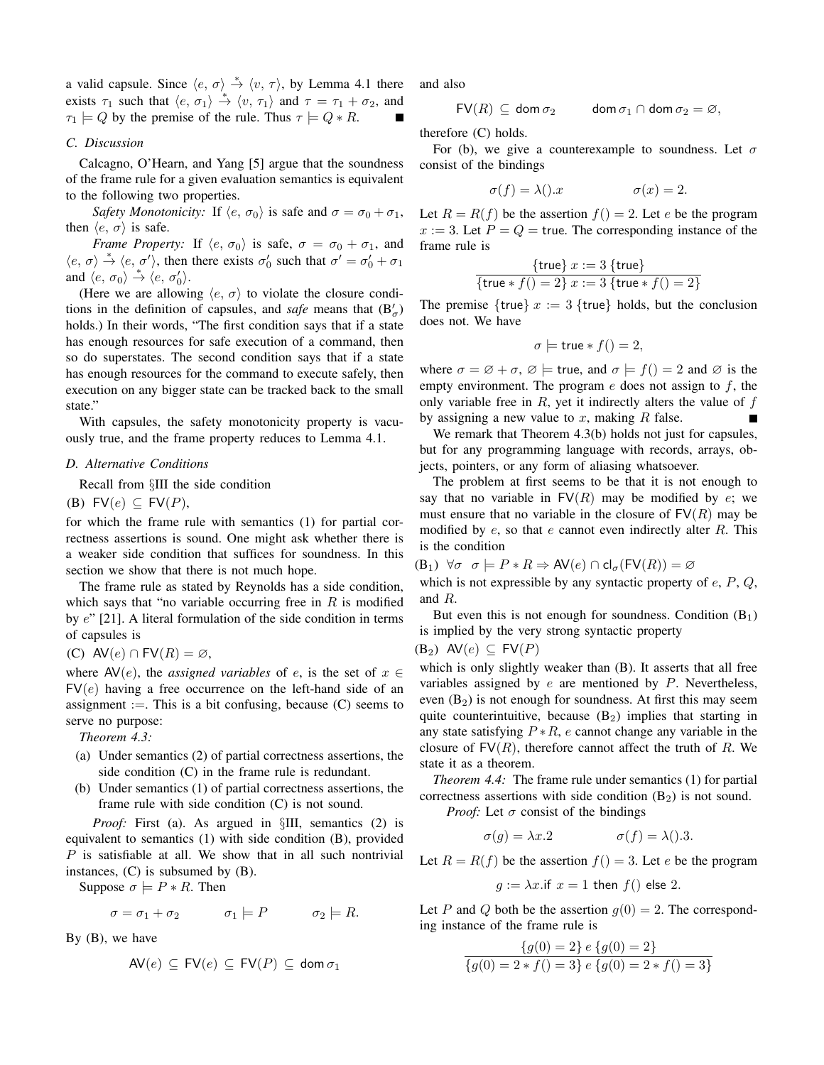a valid capsule. Since $\langle e, \sigma\rangle \xrightarrow{*} \langle v, \tau\rangle$, by Lemma 4.1 there exists $\tau_1$ such that $\langle e, \sigma_1\rangle \xrightarrow{*} \langle v, \tau_1\rangle$ and $\tau = \tau_1 + \sigma_2$, and $\tau_1 \models Q$ by the premise of the rule. Thus $\tau \models Q * R$. ■

### C. Discussion

Calcagno, O'Hearn, and Yang [5] argue that the soundness of the frame rule for a given evaluation semantics is equivalent to the following two properties.

*Safety Monotonicity:* If $\langle e, \sigma_0\rangle$ is safe and $\sigma = \sigma_0 + \sigma_1$, then $\langle e, \sigma\rangle$ is safe.

*Frame Property:* If $\langle e, \sigma_0\rangle$ is safe, $\sigma = \sigma_0 + \sigma_1$, and $\langle e, \sigma\rangle \xrightarrow{*} \langle e, \sigma'\rangle$, then there exists $\sigma_0'$ such that $\sigma' = \sigma_0' + \sigma_1$ and $\langle e, \sigma_0\rangle \xrightarrow{*} \langle e, \sigma_0'\rangle$.

(Here we are allowing $\langle e, \sigma\rangle$ to violate the closure conditions in the definition of capsules, and *safe* means that $(\mathrm{B}'_\sigma)$ holds.) In their words, "The first condition says that if a state has enough resources for safe execution of a command, then so do superstates. The second condition says that if a state has enough resources for the command to execute safely, then execution on any bigger state can be tracked back to the small state."

With capsules, the safety monotonicity property is vacuously true, and the frame property reduces to Lemma 4.1.

### D. Alternative Conditions

Recall from §III the side condition

(B) $\mathsf{FV}(e) \subseteq \mathsf{FV}(P)$,

for which the frame rule with semantics (1) for partial correctness assertions is sound. One might ask whether there is a weaker side condition that suffices for soundness. In this section we show that there is not much hope.

The frame rule as stated by Reynolds has a side condition, which says that "no variable occurring free in $R$ is modified by $e$" [21]. A literal formulation of the side condition in terms of capsules is

(C) $\mathsf{AV}(e) \cap \mathsf{FV}(R) = \varnothing$,

where $\mathsf{AV}(e)$, the *assigned variables* of $e$, is the set of $x \in \mathsf{FV}(e)$ having a free occurrence on the left-hand side of an assignment $:=$. This is a bit confusing, because (C) seems to serve no purpose:

*Theorem 4.3:*

(a) Under semantics (2) of partial correctness assertions, the side condition (C) in the frame rule is redundant.

(b) Under semantics (1) of partial correctness assertions, the frame rule with side condition (C) is not sound.

*Proof:* First (a). As argued in §III, semantics (2) is equivalent to semantics (1) with side condition (B), provided $P$ is satisfiable at all. We show that in all such nontrivial instances, (C) is subsumed by (B).

Suppose $\sigma \models P * R$. Then

$$\sigma = \sigma_1 + \sigma_2 \qquad \sigma_1 \models P \qquad \sigma_2 \models R.$$

By (B), we have

$$\mathsf{AV}(e) \subseteq \mathsf{FV}(e) \subseteq \mathsf{FV}(P) \subseteq \mathsf{dom}\,\sigma_1$$

and also

$$\mathsf{FV}(R) \subseteq \mathsf{dom}\,\sigma_2 \qquad \mathsf{dom}\,\sigma_1 \cap \mathsf{dom}\,\sigma_2 = \varnothing,$$

therefore (C) holds.

For (b), we give a counterexample to soundness. Let $\sigma$ consist of the bindings

$$\sigma(f) = \lambda().x \qquad \sigma(x) = 2.$$

Let $R = R(f)$ be the assertion $f() = 2$. Let $e$ be the program $x := 3$. Let $P = Q = \mathsf{true}$. The corresponding instance of the frame rule is

$$\frac{\{\mathsf{true}\}\ x := 3\ \{\mathsf{true}\}}{\{\mathsf{true} * f() = 2\}\ x := 3\ \{\mathsf{true} * f() = 2\}}$$

The premise $\{\mathsf{true}\}\ x := 3\ \{\mathsf{true}\}$ holds, but the conclusion does not. We have

$$\sigma \models \mathsf{true} * f() = 2,$$

where $\sigma = \varnothing + \sigma$, $\varnothing \models \mathsf{true}$, and $\sigma \models f() = 2$ and $\varnothing$ is the empty environment. The program $e$ does not assign to $f$, the only variable free in $R$, yet it indirectly alters the value of $f$ by assigning a new value to $x$, making $R$ false. ■

We remark that Theorem 4.3(b) holds not just for capsules, but for any programming language with records, arrays, objects, pointers, or any form of aliasing whatsoever.

The problem at first seems to be that it is not enough to say that no variable in $\mathsf{FV}(R)$ may be modified by $e$; we must ensure that no variable in the closure of $\mathsf{FV}(R)$ may be modified by $e$, so that $e$ cannot even indirectly alter $R$. This is the condition

$(\mathrm{B}_1)$ $\forall\sigma\ \ \sigma \models P * R \Rightarrow \mathsf{AV}(e) \cap \mathsf{cl}_\sigma(\mathsf{FV}(R)) = \varnothing$

which is not expressible by any syntactic property of $e$, $P$, $Q$, and $R$.

But even this is not enough for soundness. Condition $(\mathrm{B}_1)$ is implied by the very strong syntactic property

$(\mathrm{B}_2)$ $\mathsf{AV}(e) \subseteq \mathsf{FV}(P)$

which is only slightly weaker than (B). It asserts that all free variables assigned by $e$ are mentioned by $P$. Nevertheless, even $(\mathrm{B}_2)$ is not enough for soundness. At first this may seem quite counterintuitive, because $(\mathrm{B}_2)$ implies that starting in any state satisfying $P * R$, $e$ cannot change any variable in the closure of $\mathsf{FV}(R)$, therefore cannot affect the truth of $R$. We state it as a theorem.

*Theorem 4.4:* The frame rule under semantics (1) for partial correctness assertions with side condition $(\mathrm{B}_2)$ is not sound.

*Proof:* Let $\sigma$ consist of the bindings

$$\sigma(g) = \lambda x.2 \qquad \sigma(f) = \lambda().3.$$

Let $R = R(f)$ be the assertion $f() = 3$. Let $e$ be the program

$$g := \lambda x.\mathsf{if}\ x = 1\ \mathsf{then}\ f()\ \mathsf{else}\ 2.$$

Let $P$ and $Q$ both be the assertion $g(0) = 2$. The corresponding instance of the frame rule is

$$\frac{\{g(0) = 2\}\ e\ \{g(0) = 2\}}{\{g(0) = 2 * f() = 3\}\ e\ \{g(0) = 2 * f() = 3\}}$$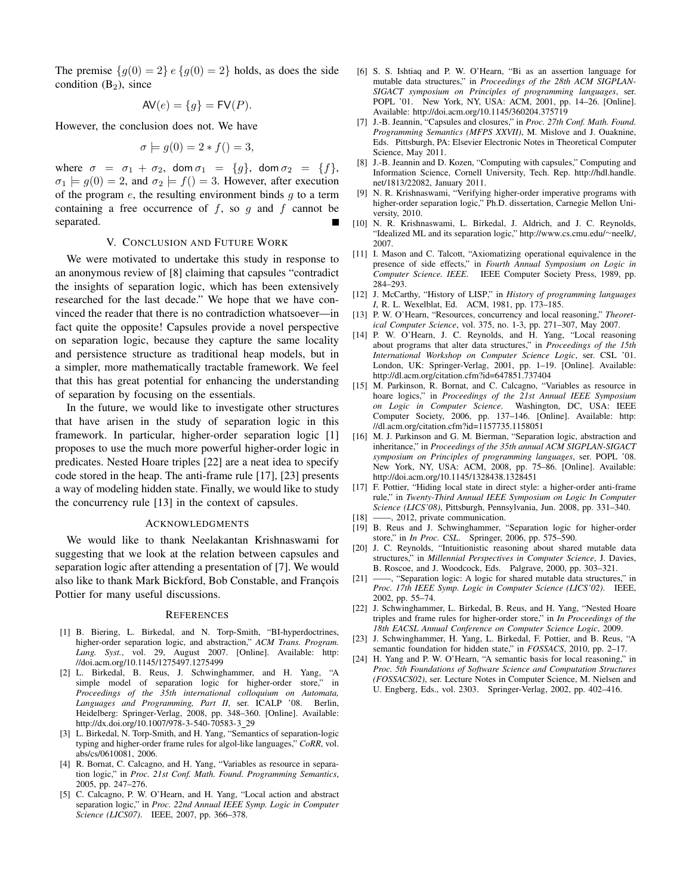The premise $\{g(0) = 2\}\ e\ \{g(0) = 2\}$ holds, as does the side condition ($\mathrm{B}_2$), since

$$\mathsf{AV}(e) = \{g\} = \mathsf{FV}(P).$$

However, the conclusion does not. We have

$$\sigma \models g(0) = 2 * f() = 3,$$

where $\sigma = \sigma_1 + \sigma_2$, $\mathsf{dom}\,\sigma_1 = \{g\}$, $\mathsf{dom}\,\sigma_2 = \{f\}$, $\sigma_1 \models g(0) = 2$, and $\sigma_2 \models f() = 3$. However, after execution of the program $e$, the resulting environment binds $g$ to a term containing a free occurrence of $f$, so $g$ and $f$ cannot be separated. ■

## V. Conclusion and Future Work

We were motivated to undertake this study in response to an anonymous review of [8] claiming that capsules "contradict the insights of separation logic, which has been extensively researched for the last decade." We hope that we have convinced the reader that there is no contradiction whatsoever—in fact quite the opposite! Capsules provide a novel perspective on separation logic, because they capture the same locality and persistence structure as traditional heap models, but in a simpler, more mathematically tractable framework. We feel that this has great potential for enhancing the understanding of separation by focusing on the essentials.

In the future, we would like to investigate other structures that have arisen in the study of separation logic in this framework. In particular, higher-order separation logic [1] proposes to use the much more powerful higher-order logic in predicates. Nested Hoare triples [22] are a neat idea to specify code stored in the heap. The anti-frame rule [17], [23] presents a way of modeling hidden state. Finally, we would like to study the concurrency rule [13] in the context of capsules.

## Acknowledgments

We would like to thank Neelakantan Krishnaswami for suggesting that we look at the relation between capsules and separation logic after attending a presentation of [7]. We would also like to thank Mark Bickford, Bob Constable, and François Pottier for many useful discussions.

## References

[1] B. Biering, L. Birkedal, and N. Torp-Smith, "BI-hyperdoctrines, higher-order separation logic, and abstraction," *ACM Trans. Program. Lang. Syst.*, vol. 29, August 2007. [Online]. Available: http://doi.acm.org/10.1145/1275497.1275499

[2] L. Birkedal, B. Reus, J. Schwinghammer, and H. Yang, "A simple model of separation logic for higher-order store," in *Proceedings of the 35th international colloquium on Automata, Languages and Programming, Part II*, ser. ICALP '08. Berlin, Heidelberg: Springer-Verlag, 2008, pp. 348–360. [Online]. Available: http://dx.doi.org/10.1007/978-3-540-70583-3_29

[3] L. Birkedal, N. Torp-Smith, and H. Yang, "Semantics of separation-logic typing and higher-order frame rules for algol-like languages," *CoRR*, vol. abs/cs/0610081, 2006.

[4] R. Bornat, C. Calcagno, and H. Yang, "Variables as resource in separation logic," in *Proc. 21st Conf. Math. Found. Programming Semantics*, 2005, pp. 247–276.

[5] C. Calcagno, P. W. O'Hearn, and H. Yang, "Local action and abstract separation logic," in *Proc. 22nd Annual IEEE Symp. Logic in Computer Science (LICS07)*. IEEE, 2007, pp. 366–378.

[6] S. S. Ishtiaq and P. W. O'Hearn, "Bi as an assertion language for mutable data structures," in *Proceedings of the 28th ACM SIGPLAN-SIGACT symposium on Principles of programming languages*, ser. POPL '01. New York, NY, USA: ACM, 2001, pp. 14–26. [Online]. Available: http://doi.acm.org/10.1145/360204.375719

[7] J.-B. Jeannin, "Capsules and closures," in *Proc. 27th Conf. Math. Found. Programming Semantics (MFPS XXVII)*, M. Mislove and J. Ouaknine, Eds. Pittsburgh, PA: Elsevier Electronic Notes in Theoretical Computer Science, May 2011.

[8] J.-B. Jeannin and D. Kozen, "Computing with capsules," Computing and Information Science, Cornell University, Tech. Rep. http://hdl.handle.net/1813/22082, January 2011.

[9] N. R. Krishnaswami, "Verifying higher-order imperative programs with higher-order separation logic," Ph.D. dissertation, Carnegie Mellon University, 2010.

[10] N. R. Krishnaswami, L. Birkedal, J. Aldrich, and J. C. Reynolds, "Idealized ML and its separation logic," http://www.cs.cmu.edu/~neelk/, 2007.

[11] I. Mason and C. Talcott, "Axiomatizing operational equivalence in the presence of side effects," in *Fourth Annual Symposium on Logic in Computer Science. IEEE.* IEEE Computer Society Press, 1989, pp. 284–293.

[12] J. McCarthy, "History of LISP," in *History of programming languages I*, R. L. Wexelblat, Ed. ACM, 1981, pp. 173–185.

[13] P. W. O'Hearn, "Resources, concurrency and local reasoning," *Theoretical Computer Science*, vol. 375, no. 1-3, pp. 271–307, May 2007.

[14] P. W. O'Hearn, J. C. Reynolds, and H. Yang, "Local reasoning about programs that alter data structures," in *Proceedings of the 15th International Workshop on Computer Science Logic*, ser. CSL '01. London, UK: Springer-Verlag, 2001, pp. 1–19. [Online]. Available: http://dl.acm.org/citation.cfm?id=647851.737404

[15] M. Parkinson, R. Bornat, and C. Calcagno, "Variables as resource in hoare logics," in *Proceedings of the 21st Annual IEEE Symposium on Logic in Computer Science*. Washington, DC, USA: IEEE Computer Society, 2006, pp. 137–146. [Online]. Available: http://dl.acm.org/citation.cfm?id=1157735.1158051

[16] M. J. Parkinson and G. M. Bierman, "Separation logic, abstraction and inheritance," in *Proceedings of the 35th annual ACM SIGPLAN-SIGACT symposium on Principles of programming languages*, ser. POPL '08. New York, NY, USA: ACM, 2008, pp. 75–86. [Online]. Available: http://doi.acm.org/10.1145/1328438.1328451

[17] F. Pottier, "Hiding local state in direct style: a higher-order anti-frame rule," in *Twenty-Third Annual IEEE Symposium on Logic In Computer Science (LICS'08)*, Pittsburgh, Pennsylvania, Jun. 2008, pp. 331–340.

[18] ——, 2012, private communication.

[19] B. Reus and J. Schwinghammer, "Separation logic for higher-order store," in *In Proc. CSL*. Springer, 2006, pp. 575–590.

[20] J. C. Reynolds, "Intuitionistic reasoning about shared mutable data structures," in *Millennial Perspectives in Computer Science*, J. Davies, B. Roscoe, and J. Woodcock, Eds. Palgrave, 2000, pp. 303–321.

[21] ——, "Separation logic: A logic for shared mutable data structures," in *Proc. 17th IEEE Symp. Logic in Computer Science (LICS'02)*. IEEE, 2002, pp. 55–74.

[22] J. Schwinghammer, L. Birkedal, B. Reus, and H. Yang, "Nested Hoare triples and frame rules for higher-order store," in *In Proceedings of the 18th EACSL Annual Conference on Computer Science Logic*, 2009.

[23] J. Schwinghammer, H. Yang, L. Birkedal, F. Pottier, and B. Reus, "A semantic foundation for hidden state," in *FOSSACS*, 2010, pp. 2–17.

[24] H. Yang and P. W. O'Hearn, "A semantic basis for local reasoning," in *Proc. 5th Foundations of Software Science and Computation Structures (FOSSACS02)*, ser. Lecture Notes in Computer Science, M. Nielsen and U. Engberg, Eds., vol. 2303. Springer-Verlag, 2002, pp. 402–416.